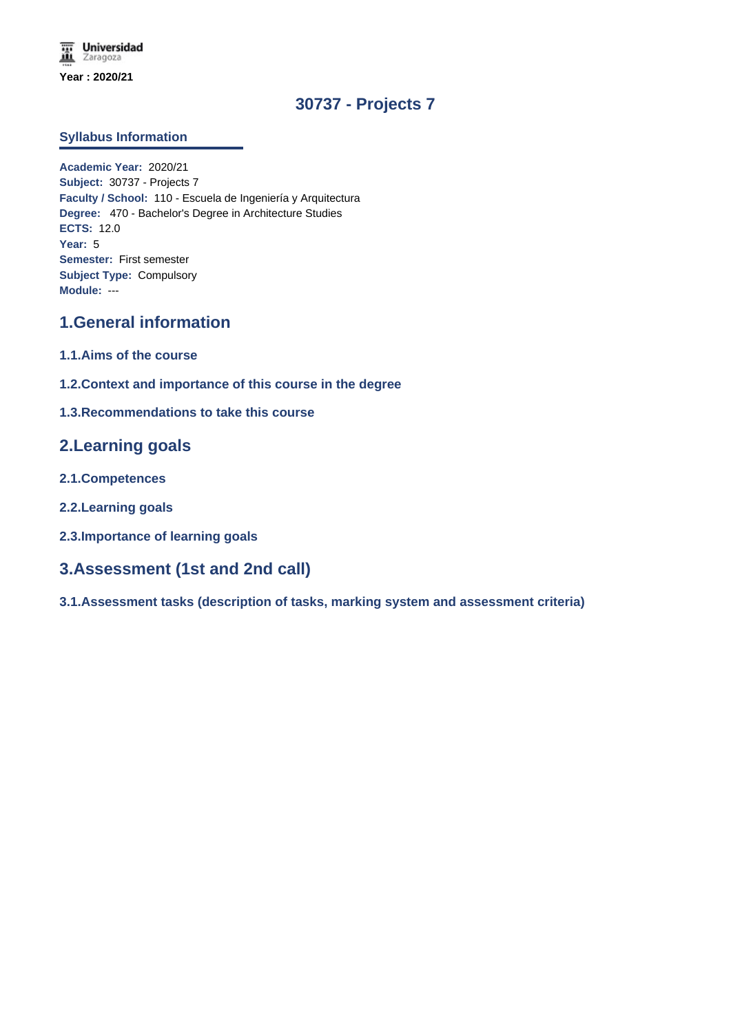Year : 2020/21

# 30737 - Projects 7

## Syllabus Information

**Academic Year:** 2020/21
**Subject:** 30737 - Projects 7
**Faculty / School:** 110 - Escuela de Ingeniería y Arquitectura
**Degree:** 470 - Bachelor's Degree in Architecture Studies
**ECTS:** 12.0
**Year:** 5
**Semester:** First semester
**Subject Type:** Compulsory
**Module:** ---

## 1.General information

### 1.1.Aims of the course

### 1.2.Context and importance of this course in the degree

### 1.3.Recommendations to take this course

## 2.Learning goals

### 2.1.Competences

### 2.2.Learning goals

### 2.3.Importance of learning goals

## 3.Assessment (1st and 2nd call)

### 3.1.Assessment tasks (description of tasks, marking system and assessment criteria)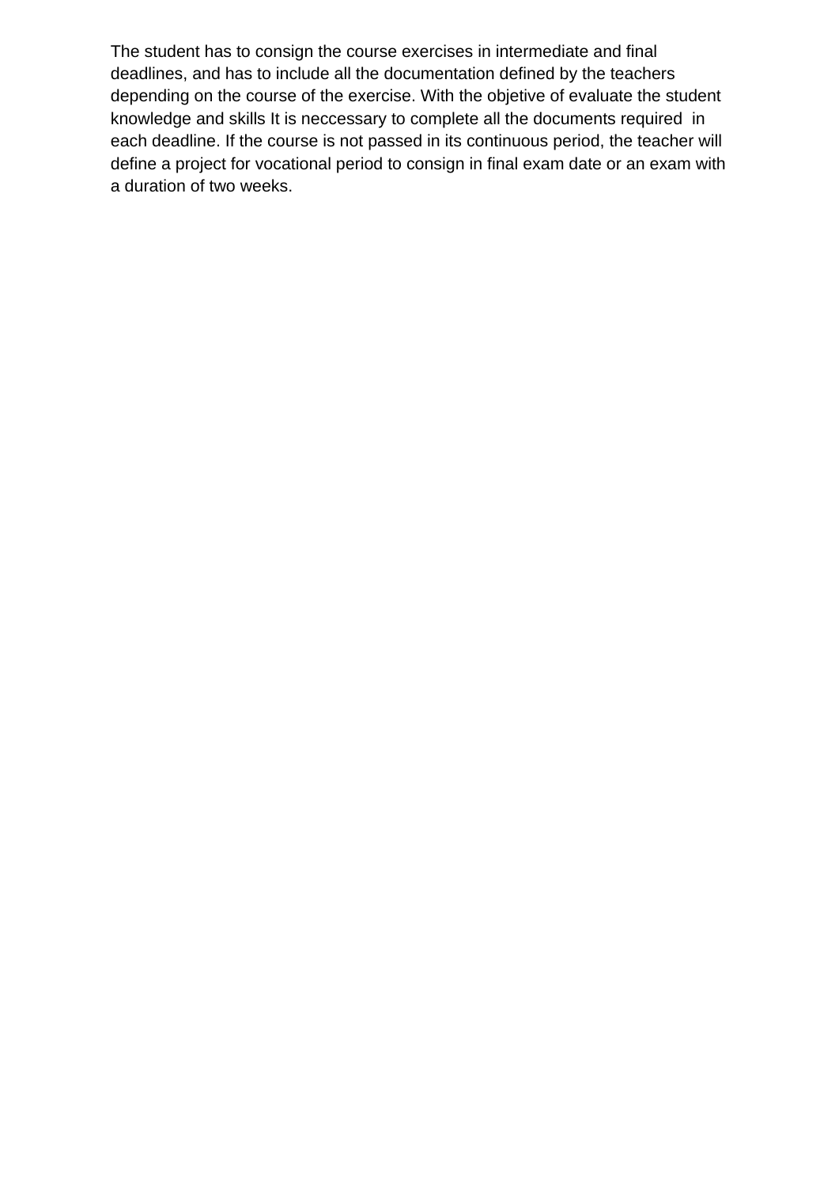The student has to consign the course exercises in intermediate and final deadlines, and has to include all the documentation defined by the teachers depending on the course of the exercise. With the objetive of evaluate the student knowledge and skills It is neccessary to complete all the documents required in each deadline. If the course is not passed in its continuous period, the teacher will define a project for vocational period to consign in final exam date or an exam with a duration of two weeks.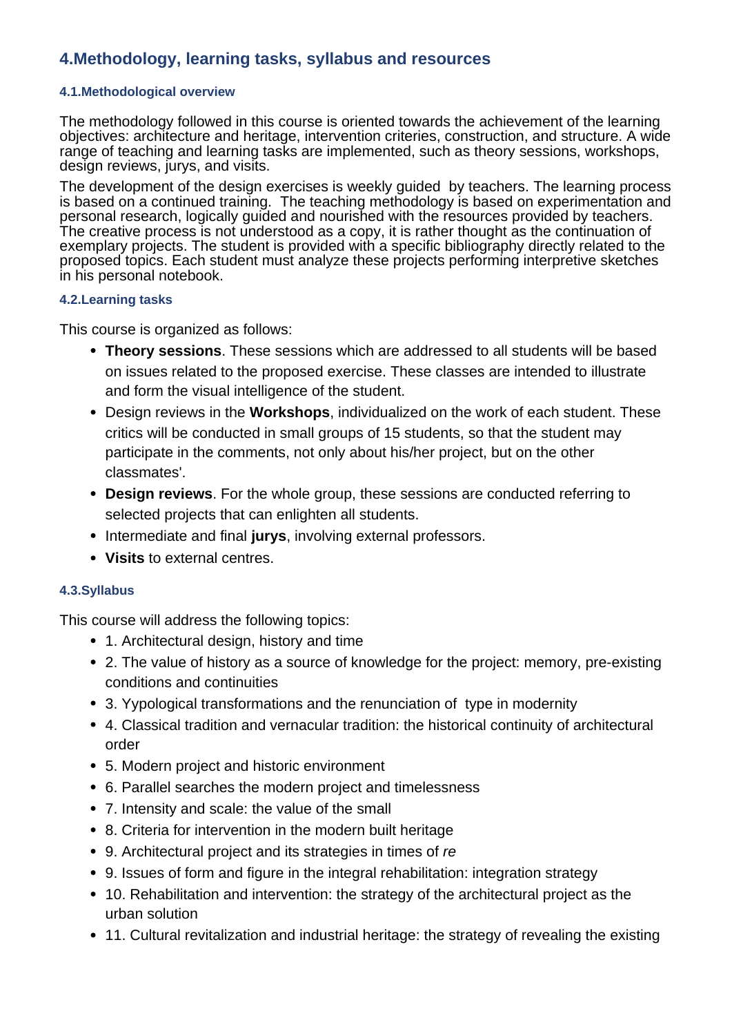## 4.Methodology, learning tasks, syllabus and resources

### 4.1.Methodological overview

The methodology followed in this course is oriented towards the achievement of the learning objectives: architecture and heritage, intervention criteries, construction, and structure. A wide range of teaching and learning tasks are implemented, such as theory sessions, workshops, design reviews, jurys, and visits.

The development of the design exercises is weekly guided by teachers. The learning process is based on a continued training. The teaching methodology is based on experimentation and personal research, logically guided and nourished with the resources provided by teachers. The creative process is not understood as a copy, it is rather thought as the continuation of exemplary projects. The student is provided with a specific bibliography directly related to the proposed topics. Each student must analyze these projects performing interpretive sketches in his personal notebook.

### 4.2.Learning tasks

This course is organized as follows:

- **Theory sessions**. These sessions which are addressed to all students will be based on issues related to the proposed exercise. These classes are intended to illustrate and form the visual intelligence of the student.
- Design reviews in the **Workshops**, individualized on the work of each student. These critics will be conducted in small groups of 15 students, so that the student may participate in the comments, not only about his/her project, but on the other classmates'.
- **Design reviews**. For the whole group, these sessions are conducted referring to selected projects that can enlighten all students.
- Intermediate and final **jurys**, involving external professors.
- **Visits** to external centres.

### 4.3.Syllabus

This course will address the following topics:

- 1. Architectural design, history and time
- 2. The value of history as a source of knowledge for the project: memory, pre-existing conditions and continuities
- 3. Yypological transformations and the renunciation of type in modernity
- 4. Classical tradition and vernacular tradition: the historical continuity of architectural order
- 5. Modern project and historic environment
- 6. Parallel searches the modern project and timelessness
- 7. Intensity and scale: the value of the small
- 8. Criteria for intervention in the modern built heritage
- 9. Architectural project and its strategies in times of *re*
- 9. Issues of form and figure in the integral rehabilitation: integration strategy
- 10. Rehabilitation and intervention: the strategy of the architectural project as the urban solution
- 11. Cultural revitalization and industrial heritage: the strategy of revealing the existing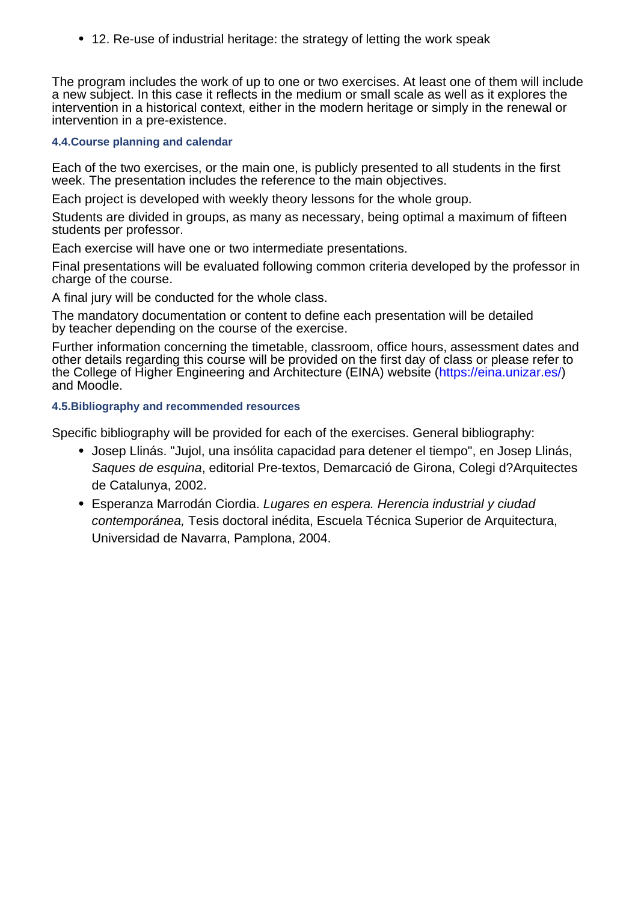- 12. Re-use of industrial heritage: the strategy of letting the work speak

The program includes the work of up to one or two exercises. At least one of them will include a new subject. In this case it reflects in the medium or small scale as well as it explores the intervention in a historical context, either in the modern heritage or simply in the renewal or intervention in a pre-existence.

### 4.4.Course planning and calendar

Each of the two exercises, or the main one, is publicly presented to all students in the first week. The presentation includes the reference to the main objectives.

Each project is developed with weekly theory lessons for the whole group.

Students are divided in groups, as many as necessary, being optimal a maximum of fifteen students per professor.

Each exercise will have one or two intermediate presentations.

Final presentations will be evaluated following common criteria developed by the professor in charge of the course.

A final jury will be conducted for the whole class.

The mandatory documentation or content to define each presentation will be detailed by teacher depending on the course of the exercise.

Further information concerning the timetable, classroom, office hours, assessment dates and other details regarding this course will be provided on the first day of class or please refer to the College of Higher Engineering and Architecture (EINA) website (https://eina.unizar.es/) and Moodle.

### 4.5.Bibliography and recommended resources

Specific bibliography will be provided for each of the exercises. General bibliography:

- Josep Llinás. "Jujol, una insólita capacidad para detener el tiempo", en Josep Llinás, *Saques de esquina*, editorial Pre-textos, Demarcació de Girona, Colegi d?Arquitectes de Catalunya, 2002.
- Esperanza Marrodán Ciordia. *Lugares en espera. Herencia industrial y ciudad contemporánea,* Tesis doctoral inédita, Escuela Técnica Superior de Arquitectura, Universidad de Navarra, Pamplona, 2004.